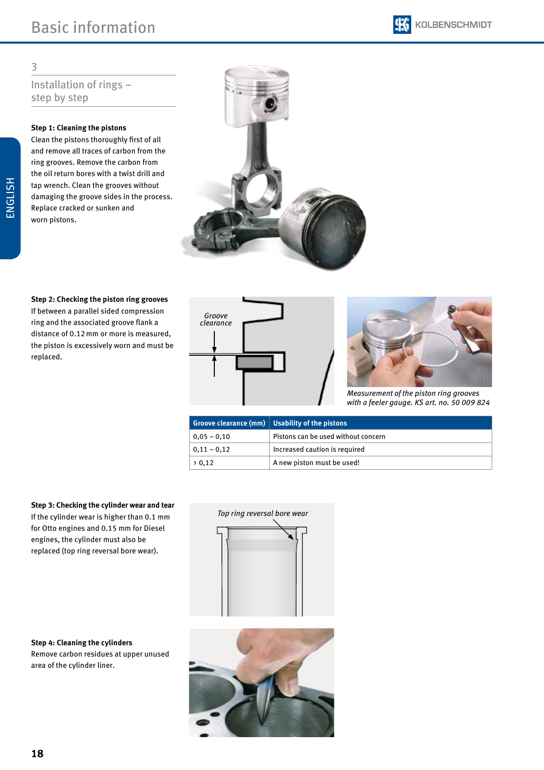## 3

## Installation of rings – step by step

**Step 1: Cleaning the pistons**
Clean the pistons thoroughly first of all and remove all traces of carbon from the ring grooves. Remove the carbon from the oil return bores with a twist drill and tap wrench. Clean the grooves without damaging the groove sides in the process. Replace cracked or sunken and worn pistons.

**Step 2: Checking the piston ring grooves**
If between a parallel sided compression ring and the associated groove flank a distance of 0.12 mm or more is measured, the piston is excessively worn and must be replaced.

Groove clearance

*Measurement of the piston ring grooves with a feeler gauge. KS art. no. 50 009 824*

| Groove clearance (mm) | Usability of the pistons |
|---|---|
| 0,05 – 0,10 | Pistons can be used without concern |
| 0,11 – 0,12 | Increased caution is required |
| › 0,12 | A new piston must be used! |

**Step 3: Checking the cylinder wear and tear**
If the cylinder wear is higher than 0.1 mm for Otto engines and 0.15 mm for Diesel engines, the cylinder must also be replaced (top ring reversal bore wear).

*Top ring reversal bore wear*

**Step 4: Cleaning the cylinders**
Remove carbon residues at upper unused area of the cylinder liner.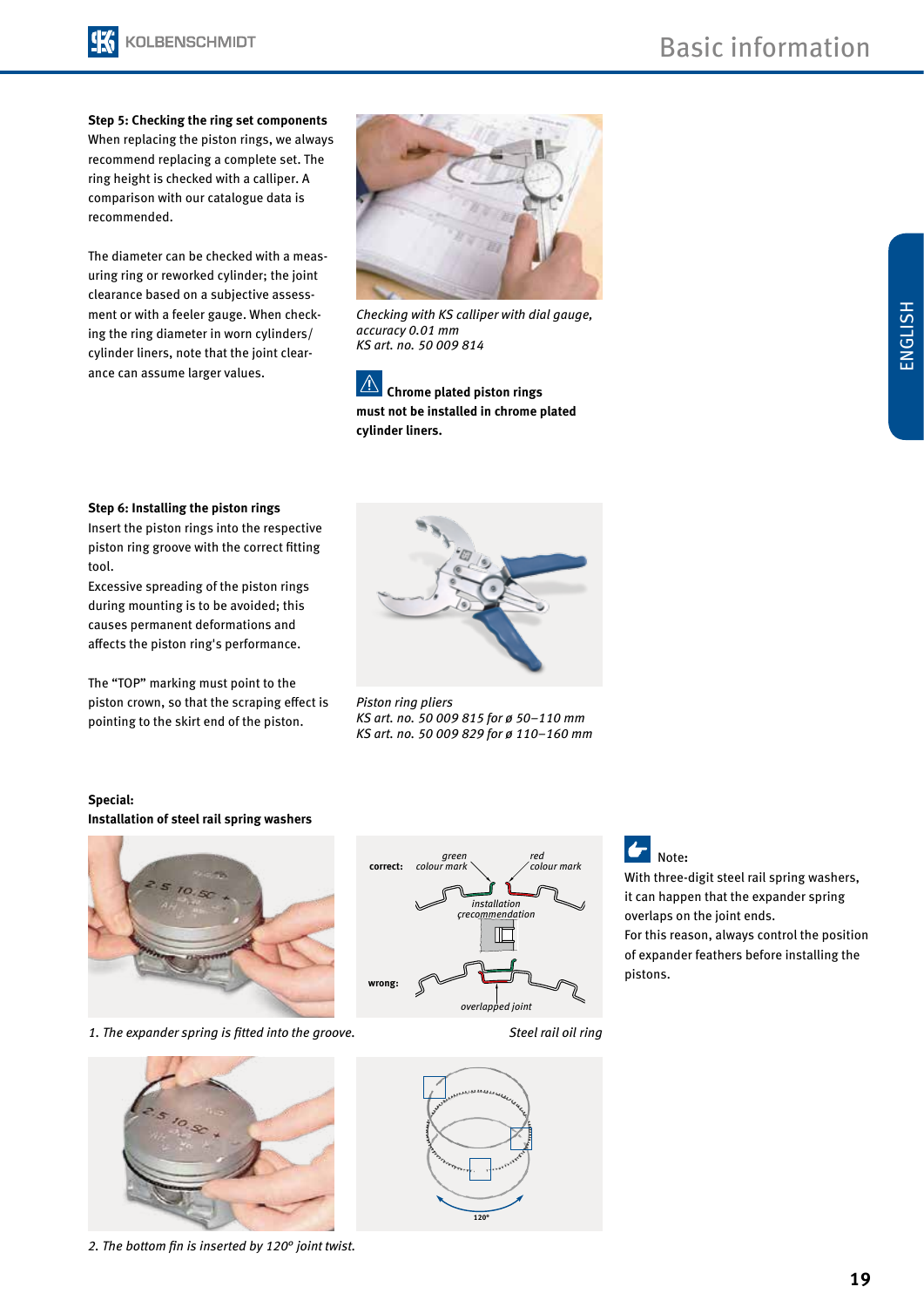**Step 5: Checking the ring set components**
When replacing the piston rings, we always recommend replacing a complete set. The ring height is checked with a calliper. A comparison with our catalogue data is recommended.

The diameter can be checked with a measuring ring or reworked cylinder; the joint clearance based on a subjective assessment or with a feeler gauge. When checking the ring diameter in worn cylinders/cylinder liners, note that the joint clearance can assume larger values.

*Checking with KS calliper with dial gauge, accuracy 0.01 mm*
*KS art. no. 50 009 814*

**Chrome plated piston rings must not be installed in chrome plated cylinder liners.**

**Step 6: Installing the piston rings**
Insert the piston rings into the respective piston ring groove with the correct fitting tool.
Excessive spreading of the piston rings during mounting is to be avoided; this causes permanent deformations and affects the piston ring's performance.

The "TOP" marking must point to the piston crown, so that the scraping effect is pointing to the skirt end of the piston.

*Piston ring pliers*
*KS art. no. 50 009 815 for ø 50–110 mm*
*KS art. no. 50 009 829 for ø 110–160 mm*

**Special:**
**Installation of steel rail spring washers**

*1. The expander spring is fitted into the groove.*

correct: green colour mark, red colour mark, installation recommendation
wrong: overlapped joint

*Steel rail oil ring*

*2. The bottom fin is inserted by 120° joint twist.*

120°

**Note:**
With three-digit steel rail spring washers, it can happen that the expander spring overlaps on the joint ends.
For this reason, always control the position of expander feathers before installing the pistons.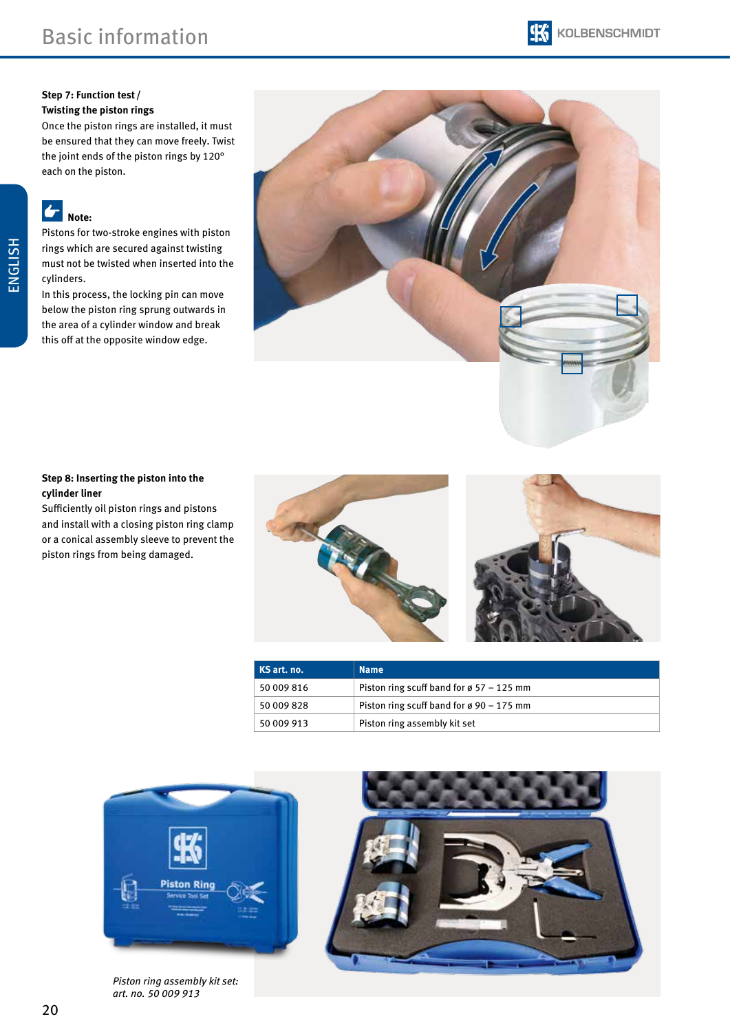### Step 7: Function test / Twisting the piston rings

Once the piston rings are installed, it must be ensured that they can move freely. Twist the joint ends of the piston rings by 120° each on the piston.

**Note:**

Pistons for two-stroke engines with piston rings which are secured against twisting must not be twisted when inserted into the cylinders.

In this process, the locking pin can move below the piston ring sprung outwards in the area of a cylinder window and break this off at the opposite window edge.

### Step 8: Inserting the piston into the cylinder liner

Sufficiently oil piston rings and pistons and install with a closing piston ring clamp or a conical assembly sleeve to prevent the piston rings from being damaged.

| KS art. no. | Name |
|---|---|
| 50 009 816 | Piston ring scuff band for ø 57 – 125 mm |
| 50 009 828 | Piston ring scuff band for ø 90 – 175 mm |
| 50 009 913 | Piston ring assembly kit set |

*Piston ring assembly kit set: art. no. 50 009 913*